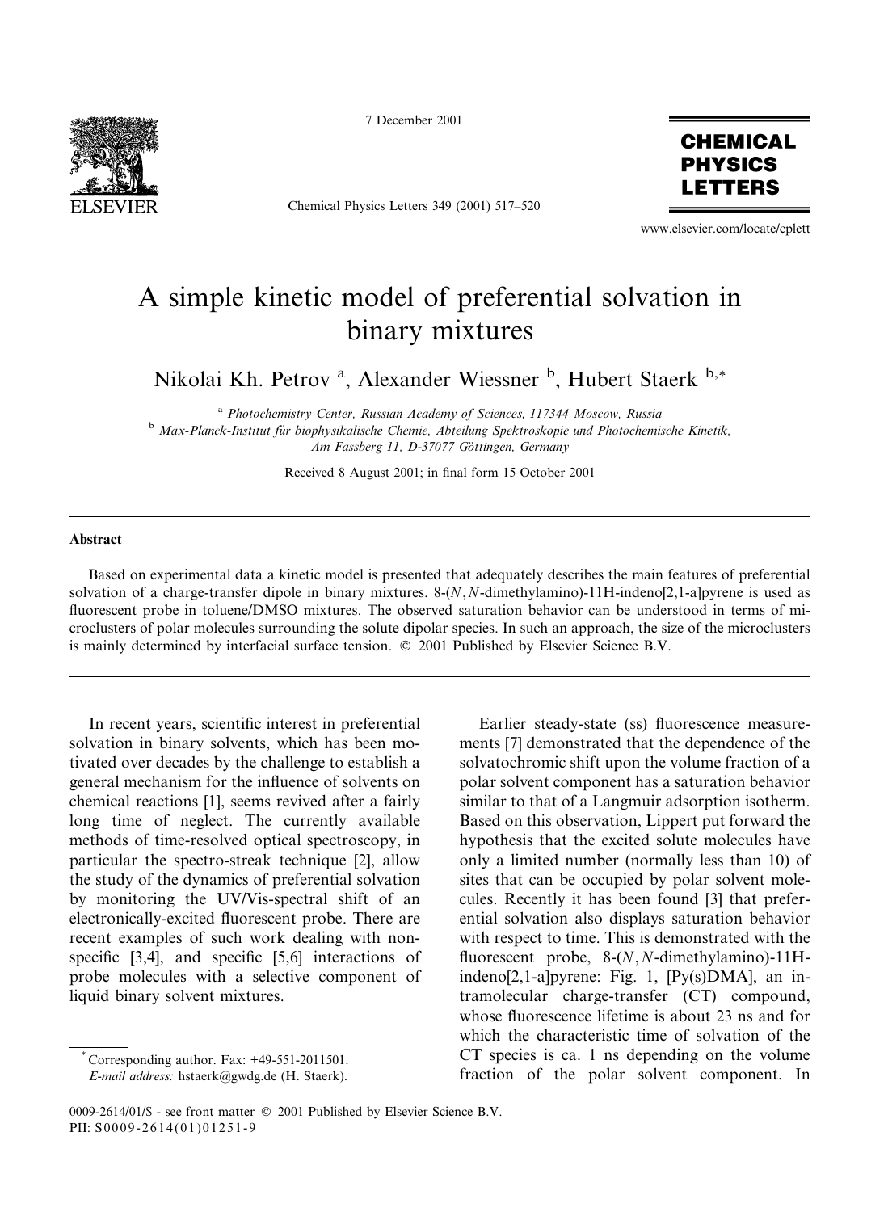# A simple kinetic model of preferential solvation in binary mixtures

Nikolai Kh. Petrov [a], Alexander Wiessner [b], Hubert Staerk [b,*]

[a] Photochemistry Center, Russian Academy of Sciences, 117344 Moscow, Russia

[b] Max-Planck-Institut für biophysikalische Chemie, Abteilung Spektroskopie und Photochemische Kinetik, Am Fassberg 11, D-37077 Göttingen, Germany

Received 8 August 2001; in final form 15 October 2001

## Abstract

Based on experimental data a kinetic model is presented that adequately describes the main features of preferential solvation of a charge-transfer dipole in binary mixtures. 8-(*N*,*N*-dimethylamino)-11H-indeno[2,1-a]pyrene is used as fluorescent probe in toluene/DMSO mixtures. The observed saturation behavior can be understood in terms of microclusters of polar molecules surrounding the solute dipolar species. In such an approach, the size of the microclusters is mainly determined by interfacial surface tension. © 2001 Published by Elsevier Science B.V.

In recent years, scientific interest in preferential solvation in binary solvents, which has been motivated over decades by the challenge to establish a general mechanism for the influence of solvents on chemical reactions [1], seems revived after a fairly long time of neglect. The currently available methods of time-resolved optical spectroscopy, in particular the spectro-streak technique [2], allow the study of the dynamics of preferential solvation by monitoring the UV/Vis-spectral shift of an electronically-excited fluorescent probe. There are recent examples of such work dealing with non-specific [3,4], and specific [5,6] interactions of probe molecules with a selective component of liquid binary solvent mixtures.

Earlier steady-state (ss) fluorescence measurements [7] demonstrated that the dependence of the solvatochromic shift upon the volume fraction of a polar solvent component has a saturation behavior similar to that of a Langmuir adsorption isotherm. Based on this observation, Lippert put forward the hypothesis that the excited solute molecules have only a limited number (normally less than 10) of sites that can be occupied by polar solvent molecules. Recently it has been found [3] that preferential solvation also displays saturation behavior with respect to time. This is demonstrated with the fluorescent probe, 8-(*N*,*N*-dimethylamino)-11H-indeno[2,1-a]pyrene: Fig. 1, [Py(s)DMA], an intramolecular charge-transfer (CT) compound, whose fluorescence lifetime is about 23 ns and for which the characteristic time of solvation of the CT species is ca. 1 ns depending on the volume fraction of the polar solvent component. In

* Corresponding author. Fax: +49-551-2011501. *E-mail address:* hstaerk@gwdg.de (H. Staerk).

0009-2614/01/$ - see front matter © 2001 Published by Elsevier Science B.V.
PII: S0009-2614(01)01251-9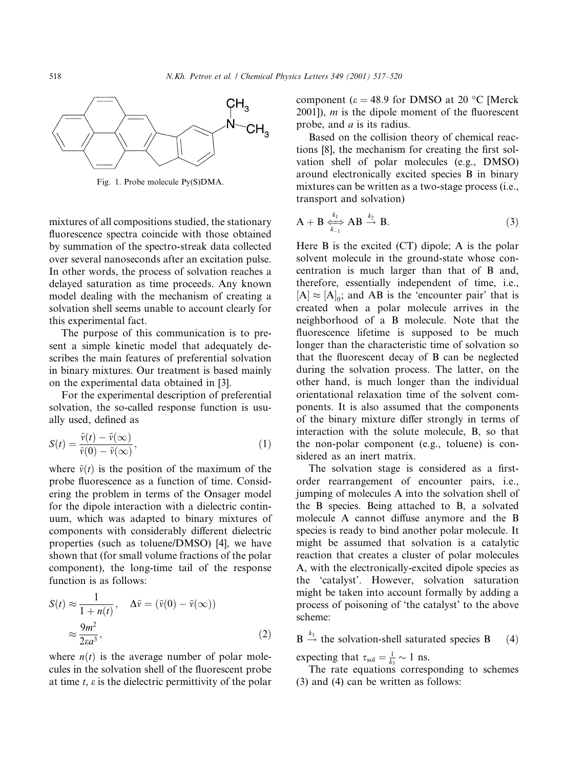Fig. 1. Probe molecule Py(S)DMA.

mixtures of all compositions studied, the stationary fluorescence spectra coincide with those obtained by summation of the spectro-streak data collected over several nanoseconds after an excitation pulse. In other words, the process of solvation reaches a delayed saturation as time proceeds. Any known model dealing with the mechanism of creating a solvation shell seems unable to account clearly for this experimental fact.

The purpose of this communication is to present a simple kinetic model that adequately describes the main features of preferential solvation in binary mixtures. Our treatment is based mainly on the experimental data obtained in [3].

For the experimental description of preferential solvation, the so-called response function is usually used, defined as

$$S(t) = \frac{\tilde{\nu}(t) - \tilde{\nu}(\infty)}{\tilde{\nu}(0) - \tilde{\nu}(\infty)}, \tag{1}$$

where $\tilde{\nu}(t)$ is the position of the maximum of the probe fluorescence as a function of time. Considering the problem in terms of the Onsager model for the dipole interaction with a dielectric continuum, which was adapted to binary mixtures of components with considerably different dielectric properties (such as toluene/DMSO) [4], we have shown that (for small volume fractions of the polar component), the long-time tail of the response function is as follows:

$$S(t) \approx \frac{1}{1 + n(t)}, \quad \Delta\tilde{\nu} = (\tilde{\nu}(0) - \tilde{\nu}(\infty)) \approx \frac{9m^2}{2\varepsilon a^3}, \tag{2}$$

where $n(t)$ is the average number of polar molecules in the solvation shell of the fluorescent probe at time $t$, $\varepsilon$ is the dielectric permittivity of the polar component ($\varepsilon = 48.9$ for DMSO at 20 °C [Merck 2001]), $m$ is the dipole moment of the fluorescent probe, and $a$ is its radius.

Based on the collision theory of chemical reactions [8], the mechanism for creating the first solvation shell of polar molecules (e.g., DMSO) around electronically excited species B in binary mixtures can be written as a two-stage process (i.e., transport and solvation)

$$\mathrm{A} + \mathrm{B} \underset{k_{-1}}{\overset{k_1}{\rightleftharpoons}} \mathrm{AB} \overset{k_2}{\rightarrow} \mathrm{B}. \tag{3}$$

Here B is the excited (CT) dipole; A is the polar solvent molecule in the ground-state whose concentration is much larger than that of B and, therefore, essentially independent of time, i.e., $[\mathrm{A}] \approx [\mathrm{A}]_0$; and AB is the 'encounter pair' that is created when a polar molecule arrives in the neighborhood of a B molecule. Note that the fluorescence lifetime is supposed to be much longer than the characteristic time of solvation so that the fluorescent decay of B can be neglected during the solvation process. The latter, on the other hand, is much longer than the individual orientational relaxation time of the solvent components. It is also assumed that the components of the binary mixture differ strongly in terms of interaction with the solute molecule, B, so that the non-polar component (e.g., toluene) is considered as an inert matrix.

The solvation stage is considered as a first-order rearrangement of encounter pairs, i.e., jumping of molecules A into the solvation shell of the B species. Being attached to B, a solvated molecule A cannot diffuse anymore and the B species is ready to bind another polar molecule. It might be assumed that solvation is a catalytic reaction that creates a cluster of polar molecules A, with the electronically-excited dipole species as the 'catalyst'. However, solvation saturation might be taken into account formally by adding a process of poisoning of 'the catalyst' to the above scheme:

$$\mathrm{B} \overset{k_3}{\rightarrow} \text{the solvation-shell saturated species B} \tag{4}$$

expecting that $\tau_{\mathrm{sol}} = \frac{1}{k_3} \sim 1$ ns.

The rate equations corresponding to schemes (3) and (4) can be written as follows: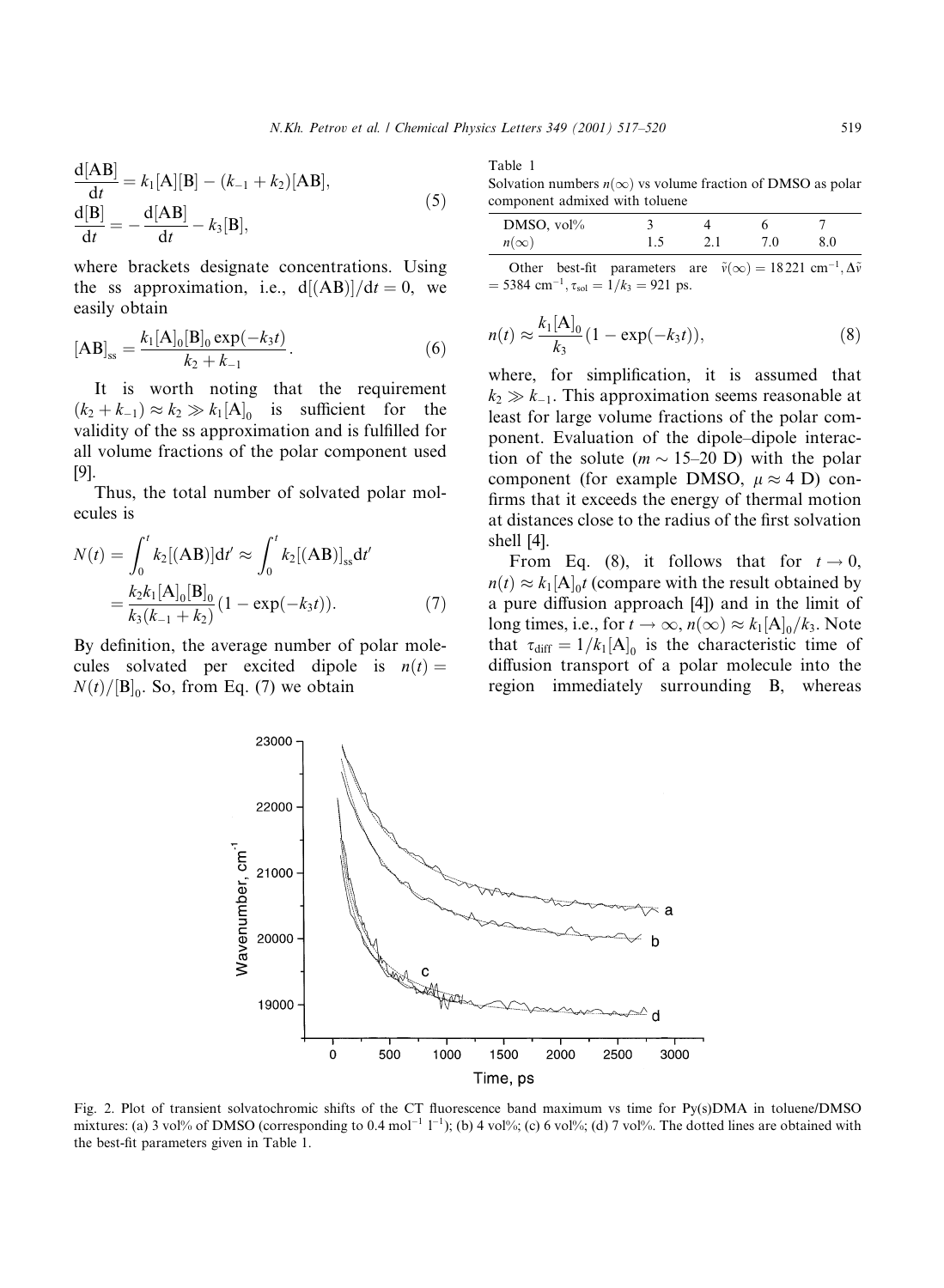$$\frac{d[AB]}{dt} = k_1[A][B] - (k_{-1} + k_2)[AB],$$
$$\frac{d[B]}{dt} = -\frac{d[AB]}{dt} - k_3[B], \tag{5}$$

where brackets designate concentrations. Using the ss approximation, i.e., $d[(AB)]/dt = 0$, we easily obtain

$$[AB]_{ss} = \frac{k_1[A]_0[B]_0 \exp(-k_3 t)}{k_2 + k_{-1}}. \tag{6}$$

It is worth noting that the requirement $(k_2 + k_{-1}) \approx k_2 \gg k_1[A]_0$ is sufficient for the validity of the ss approximation and is fulfilled for all volume fractions of the polar component used [9].

Thus, the total number of solvated polar molecules is

$$N(t) = \int_0^t k_2[(AB)]dt' \approx \int_0^t k_2[(AB)]_{ss}dt' = \frac{k_2 k_1[A]_0[B]_0}{k_3(k_{-1} + k_2)}(1 - \exp(-k_3 t)). \tag{7}$$

By definition, the average number of polar molecules solvated per excited dipole is $n(t) = N(t)/[B]_0$. So, from Eq. (7) we obtain

Table 1
Solvation numbers $n(\infty)$ vs volume fraction of DMSO as polar component admixed with toluene

| DMSO, vol% | 3 | 4 | 6 | 7 |
|---|---|---|---|---|
| $n(\infty)$ | 1.5 | 2.1 | 7.0 | 8.0 |

Other best-fit parameters are $\tilde{\nu}(\infty) = 18\,221$ cm$^{-1}$, $\Delta\tilde{\nu} = 5384$ cm$^{-1}$, $\tau_{sol} = 1/k_3 = 921$ ps.

$$n(t) \approx \frac{k_1[A]_0}{k_3}(1 - \exp(-k_3 t)), \tag{8}$$

where, for simplification, it is assumed that $k_2 \gg k_{-1}$. This approximation seems reasonable at least for large volume fractions of the polar component. Evaluation of the dipole–dipole interaction of the solute ($m \sim 15$–$20$ D) with the polar component (for example DMSO, $\mu \approx 4$ D) confirms that it exceeds the energy of thermal motion at distances close to the radius of the first solvation shell [4].

From Eq. (8), it follows that for $t \to 0$, $n(t) \approx k_1[A]_0 t$ (compare with the result obtained by a pure diffusion approach [4]) and in the limit of long times, i.e., for $t \to \infty$, $n(\infty) \approx k_1[A]_0/k_3$. Note that $\tau_{diff} = 1/k_1[A]_0$ is the characteristic time of diffusion transport of a polar molecule into the region immediately surrounding B, whereas

Fig. 2. Plot of transient solvatochromic shifts of the CT fluorescence band maximum vs time for Py(s)DMA in toluene/DMSO mixtures: (a) 3 vol% of DMSO (corresponding to 0.4 mol$^{-1}$ l$^{-1}$); (b) 4 vol%; (c) 6 vol%; (d) 7 vol%. The dotted lines are obtained with the best-fit parameters given in Table 1.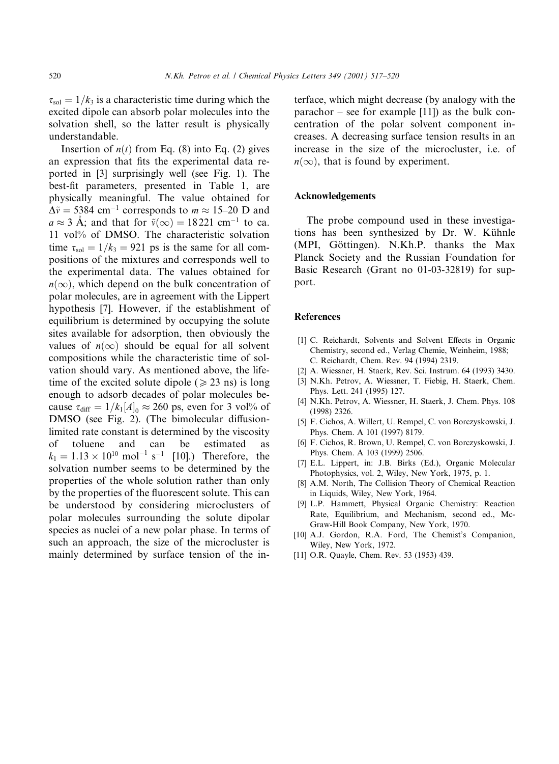$\tau_{sol} = 1/k_3$ is a characteristic time during which the excited dipole can absorb polar molecules into the solvation shell, so the latter result is physically understandable.

Insertion of $n(t)$ from Eq. (8) into Eq. (2) gives an expression that fits the experimental data reported in [3] surprisingly well (see Fig. 1). The best-fit parameters, presented in Table 1, are physically meaningful. The value obtained for $\Delta\tilde{\nu} = 5384\ \mathrm{cm}^{-1}$ corresponds to $m \approx 15$–$20$ D and $a \approx 3$ Å; and that for $\tilde{\nu}(\infty) = 18221\ \mathrm{cm}^{-1}$ to ca. 11 vol% of DMSO. The characteristic solvation time $\tau_{sol} = 1/k_3 = 921$ ps is the same for all compositions of the mixtures and corresponds well to the experimental data. The values obtained for $n(\infty)$, which depend on the bulk concentration of polar molecules, are in agreement with the Lippert hypothesis [7]. However, if the establishment of equilibrium is determined by occupying the solute sites available for adsorption, then obviously the values of $n(\infty)$ should be equal for all solvent compositions while the characteristic time of solvation should vary. As mentioned above, the lifetime of the excited solute dipole ($\geqslant 23$ ns) is long enough to adsorb decades of polar molecules because $\tau_{diff} = 1/k_1[A]_0 \approx 260$ ps, even for 3 vol% of DMSO (see Fig. 2). (The bimolecular diffusion-limited rate constant is determined by the viscosity of toluene and can be estimated as $k_1 = 1.13 \times 10^{10}\ \mathrm{mol}^{-1}\ \mathrm{s}^{-1}$ [10].) Therefore, the solvation number seems to be determined by the properties of the whole solution rather than only by the properties of the fluorescent solute. This can be understood by considering microclusters of polar molecules surrounding the solute dipolar species as nuclei of a new polar phase. In terms of such an approach, the size of the microcluster is mainly determined by surface tension of the interface, which might decrease (by analogy with the parachor – see for example [11]) as the bulk concentration of the polar solvent component increases. A decreasing surface tension results in an increase in the size of the microcluster, i.e. of $n(\infty)$, that is found by experiment.

## Acknowledgements

The probe compound used in these investigations has been synthesized by Dr. W. Kühnle (MPI, Göttingen). N.Kh.P. thanks the Max Planck Society and the Russian Foundation for Basic Research (Grant no 01-03-32819) for support.

## References

[1] C. Reichardt, Solvents and Solvent Effects in Organic Chemistry, second ed., Verlag Chemie, Weinheim, 1988; C. Reichardt, Chem. Rev. 94 (1994) 2319.

[2] A. Wiessner, H. Staerk, Rev. Sci. Instrum. 64 (1993) 3430.

[3] N.Kh. Petrov, A. Wiessner, T. Fiebig, H. Staerk, Chem. Phys. Lett. 241 (1995) 127.

[4] N.Kh. Petrov, A. Wiessner, H. Staerk, J. Chem. Phys. 108 (1998) 2326.

[5] F. Cichos, A. Willert, U. Rempel, C. von Borczyskowski, J. Phys. Chem. A 101 (1997) 8179.

[6] F. Cichos, R. Brown, U. Rempel, C. von Borczyskowski, J. Phys. Chem. A 103 (1999) 2506.

[7] E.L. Lippert, in: J.B. Birks (Ed.), Organic Molecular Photophysics, vol. 2, Wiley, New York, 1975, p. 1.

[8] A.M. North, The Collision Theory of Chemical Reaction in Liquids, Wiley, New York, 1964.

[9] L.P. Hammett, Physical Organic Chemistry: Reaction Rate, Equilibrium, and Mechanism, second ed., McGraw-Hill Book Company, New York, 1970.

[10] A.J. Gordon, R.A. Ford, The Chemist's Companion, Wiley, New York, 1972.

[11] O.R. Quayle, Chem. Rev. 53 (1953) 439.